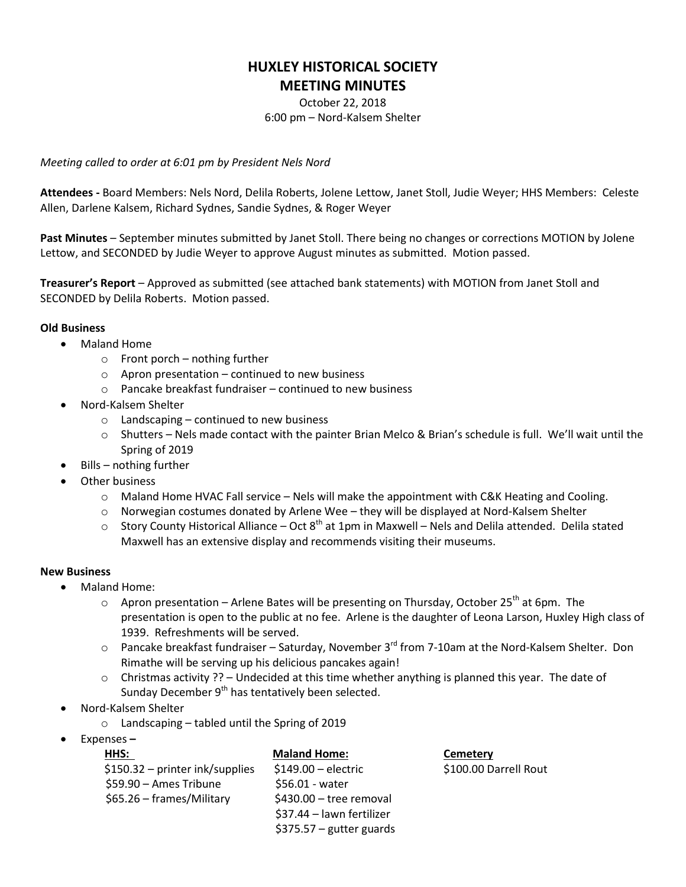# HUXLEY HISTORICAL SOCIETY
## MEETING MINUTES

October 22, 2018
6:00 pm – Nord-Kalsem Shelter

*Meeting called to order at 6:01 pm by President Nels Nord*

**Attendees -** Board Members: Nels Nord, Delila Roberts, Jolene Lettow, Janet Stoll, Judie Weyer; HHS Members: Celeste Allen, Darlene Kalsem, Richard Sydnes, Sandie Sydnes, & Roger Weyer

**Past Minutes** – September minutes submitted by Janet Stoll. There being no changes or corrections MOTION by Jolene Lettow, and SECONDED by Judie Weyer to approve August minutes as submitted. Motion passed.

**Treasurer's Report** – Approved as submitted (see attached bank statements) with MOTION from Janet Stoll and SECONDED by Delila Roberts. Motion passed.

**Old Business**

- Maland Home
  - Front porch – nothing further
  - Apron presentation – continued to new business
  - Pancake breakfast fundraiser – continued to new business
- Nord-Kalsem Shelter
  - Landscaping – continued to new business
  - Shutters – Nels made contact with the painter Brian Melco & Brian's schedule is full. We'll wait until the Spring of 2019
- Bills – nothing further
- Other business
  - Maland Home HVAC Fall service – Nels will make the appointment with C&K Heating and Cooling.
  - Norwegian costumes donated by Arlene Wee – they will be displayed at Nord-Kalsem Shelter
  - Story County Historical Alliance – Oct 8th at 1pm in Maxwell – Nels and Delila attended. Delila stated Maxwell has an extensive display and recommends visiting their museums.

**New Business**

- Maland Home:
  - Apron presentation – Arlene Bates will be presenting on Thursday, October 25th at 6pm. The presentation is open to the public at no fee. Arlene is the daughter of Leona Larson, Huxley High class of 1939. Refreshments will be served.
  - Pancake breakfast fundraiser – Saturday, November 3rd from 7-10am at the Nord-Kalsem Shelter. Don Rimathe will be serving up his delicious pancakes again!
  - Christmas activity ?? – Undecided at this time whether anything is planned this year. The date of Sunday December 9th has tentatively been selected.
- Nord-Kalsem Shelter
  - Landscaping – tabled until the Spring of 2019
- Expenses **–**

| **HHS:** | **Maland Home:** | **Cemetery** |
|---|---|---|
| $150.32 – printer ink/supplies | $149.00 – electric | $100.00 Darrell Rout |
| $59.90 – Ames Tribune | $56.01 - water | |
| $65.26 – frames/Military | $430.00 – tree removal | |
| | $37.44 – lawn fertilizer | |
| | $375.57 – gutter guards | |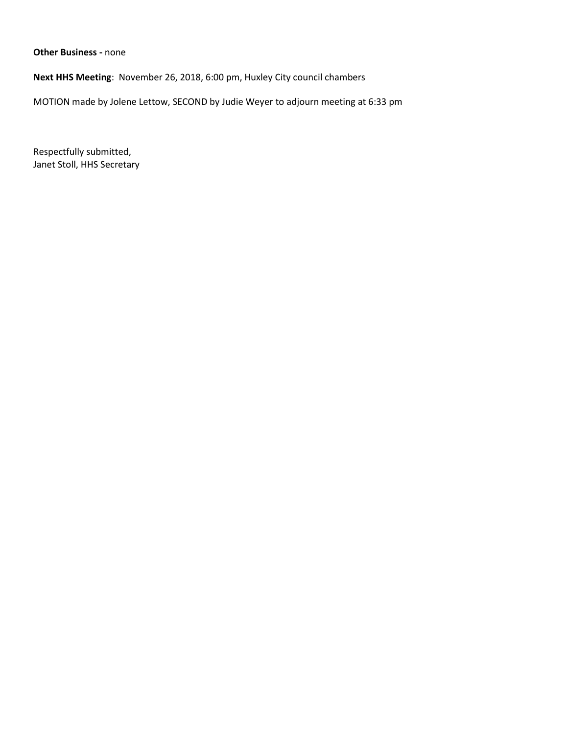**Other Business -** none

**Next HHS Meeting**: November 26, 2018, 6:00 pm, Huxley City council chambers

MOTION made by Jolene Lettow, SECOND by Judie Weyer to adjourn meeting at 6:33 pm

Respectfully submitted,
Janet Stoll, HHS Secretary